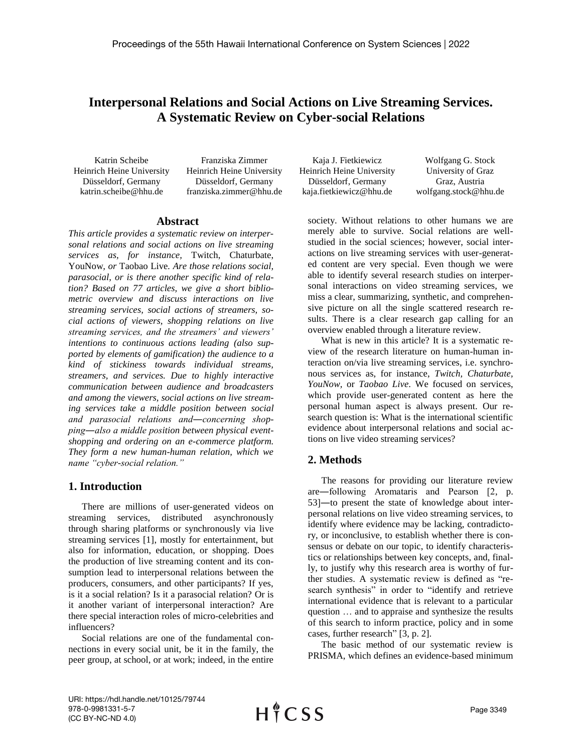# Interpersonal Relations and Social Actions on Live Streaming Services. A Systematic Review on Cyber-social Relations

Katrin Scheibe
Heinrich Heine University
Düsseldorf, Germany
katrin.scheibe@hhu.de

Franziska Zimmer
Heinrich Heine University
Düsseldorf, Germany
franziska.zimmer@hhu.de

Kaja J. Fietkiewicz
Heinrich Heine University
Düsseldorf, Germany
kaja.fietkiewicz@hhu.de

Wolfgang G. Stock
University of Graz
Graz, Austria
wolfgang.stock@hhu.de

## Abstract

*This article provides a systematic review on interpersonal relations and social actions on live streaming services as, for instance,* Twitch, Chaturbate, YouNow, *or* Taobao Live. *Are those relations social, parasocial, or is there another specific kind of relation? Based on 77 articles, we give a short bibliometric overview and discuss interactions on live streaming services, social actions of streamers, social actions of viewers, shopping relations on live streaming services, and the streamers' and viewers' intentions to continuous actions leading (also supported by elements of gamification) the audience to a kind of stickiness towards individual streams, streamers, and services. Due to highly interactive communication between audience and broadcasters and among the viewers, social actions on live streaming services take a middle position between social and parasocial relations and—concerning shopping—also a middle position between physical event-shopping and ordering on an e-commerce platform. They form a new human-human relation, which we name "cyber-social relation."*

## 1. Introduction

There are millions of user-generated videos on streaming services, distributed asynchronously through sharing platforms or synchronously via live streaming services [1], mostly for entertainment, but also for information, education, or shopping. Does the production of live streaming content and its consumption lead to interpersonal relations between the producers, consumers, and other participants? If yes, is it a social relation? Is it a parasocial relation? Or is it another variant of interpersonal interaction? Are there special interaction roles of micro-celebrities and influencers?

Social relations are one of the fundamental connections in every social unit, be it in the family, the peer group, at school, or at work; indeed, in the entire society. Without relations to other humans we are merely able to survive. Social relations are well-studied in the social sciences; however, social interactions on live streaming services with user-generated content are very special. Even though we were able to identify several research studies on interpersonal interactions on video streaming services, we miss a clear, summarizing, synthetic, and comprehensive picture on all the single scattered research results. There is a clear research gap calling for an overview enabled through a literature review.

What is new in this article? It is a systematic review of the research literature on human-human interaction on/via live streaming services, i.e. synchronous services as, for instance, *Twitch, Chaturbate, YouNow,* or *Taobao Live*. We focused on services, which provide user-generated content as here the personal human aspect is always present. Our research question is: What is the international scientific evidence about interpersonal relations and social actions on live video streaming services?

## 2. Methods

The reasons for providing our literature review are—following Aromataris and Pearson [2, p. 53]—to present the state of knowledge about interpersonal relations on live video streaming services, to identify where evidence may be lacking, contradictory, or inconclusive, to establish whether there is consensus or debate on our topic, to identify characteristics or relationships between key concepts, and, finally, to justify why this research area is worthy of further studies. A systematic review is defined as "research synthesis" in order to "identify and retrieve international evidence that is relevant to a particular question … and to appraise and synthesize the results of this search to inform practice, policy and in some cases, further research" [3, p. 2].

The basic method of our systematic review is PRISMA, which defines an evidence-based minimum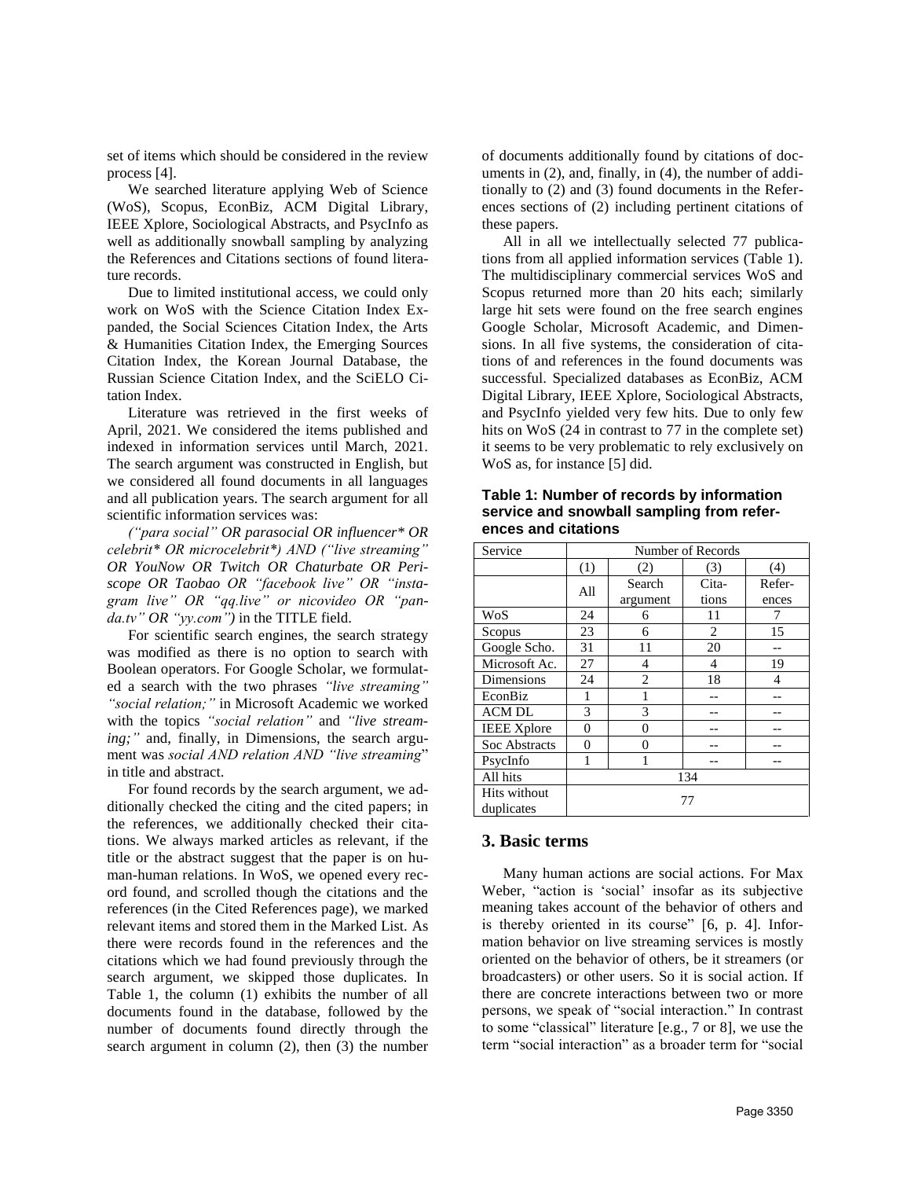set of items which should be considered in the review process [4].

We searched literature applying Web of Science (WoS), Scopus, EconBiz, ACM Digital Library, IEEE Xplore, Sociological Abstracts, and PsycInfo as well as additionally snowball sampling by analyzing the References and Citations sections of found literature records.

Due to limited institutional access, we could only work on WoS with the Science Citation Index Expanded, the Social Sciences Citation Index, the Arts & Humanities Citation Index, the Emerging Sources Citation Index, the Korean Journal Database, the Russian Science Citation Index, and the SciELO Citation Index.

Literature was retrieved in the first weeks of April, 2021. We considered the items published and indexed in information services until March, 2021. The search argument was constructed in English, but we considered all found documents in all languages and all publication years. The search argument for all scientific information services was:

*("para social" OR parasocial OR influencer* OR celebrit* OR microcelebrit*) AND ("live streaming" OR YouNow OR Twitch OR Chaturbate OR Periscope OR Taobao OR "facebook live" OR "instagram live" OR "qq.live" or nicovideo OR "panda.tv" OR "yy.com")* in the TITLE field.

For scientific search engines, the search strategy was modified as there is no option to search with Boolean operators. For Google Scholar, we formulated a search with the two phrases *"live streaming" "social relation;"* in Microsoft Academic we worked with the topics *"social relation"* and *"live streaming;"* and, finally, in Dimensions, the search argument was *social AND relation AND "live streaming*" in title and abstract.

For found records by the search argument, we additionally checked the citing and the cited papers; in the references, we additionally checked their citations. We always marked articles as relevant, if the title or the abstract suggest that the paper is on human-human relations. In WoS, we opened every record found, and scrolled though the citations and the references (in the Cited References page), we marked relevant items and stored them in the Marked List. As there were records found in the references and the citations which we had found previously through the search argument, we skipped those duplicates. In Table 1, the column (1) exhibits the number of all documents found in the database, followed by the number of documents found directly through the search argument in column (2), then (3) the number of documents additionally found by citations of documents in (2), and, finally, in (4), the number of additionally to (2) and (3) found documents in the References sections of (2) including pertinent citations of these papers.

All in all we intellectually selected 77 publications from all applied information services (Table 1). The multidisciplinary commercial services WoS and Scopus returned more than 20 hits each; similarly large hit sets were found on the free search engines Google Scholar, Microsoft Academic, and Dimensions. In all five systems, the consideration of citations of and references in the found documents was successful. Specialized databases as EconBiz, ACM Digital Library, IEEE Xplore, Sociological Abstracts, and PsycInfo yielded very few hits. Due to only few hits on WoS (24 in contrast to 77 in the complete set) it seems to be very problematic to rely exclusively on WoS as, for instance [5] did.

**Table 1: Number of records by information service and snowball sampling from references and citations**

| Service | Number of Records | | | |
|---|---|---|---|---|
| | (1) | (2) | (3) | (4) |
| | All | Search argument | Citations | References |
| WoS | 24 | 6 | 11 | 7 |
| Scopus | 23 | 6 | 2 | 15 |
| Google Scho. | 31 | 11 | 20 | -- |
| Microsoft Ac. | 27 | 4 | 4 | 19 |
| Dimensions | 24 | 2 | 18 | 4 |
| EconBiz | 1 | 1 | -- | -- |
| ACM DL | 3 | 3 | -- | -- |
| IEEE Xplore | 0 | 0 | -- | -- |
| Soc Abstracts | 0 | 0 | -- | -- |
| PsycInfo | 1 | 1 | -- | -- |
| All hits | 134 | | | |
| Hits without duplicates | 77 | | | |

## 3. Basic terms

Many human actions are social actions. For Max Weber, "action is 'social' insofar as its subjective meaning takes account of the behavior of others and is thereby oriented in its course" [6, p. 4]. Information behavior on live streaming services is mostly oriented on the behavior of others, be it streamers (or broadcasters) or other users. So it is social action. If there are concrete interactions between two or more persons, we speak of "social interaction." In contrast to some "classical" literature [e.g., 7 or 8], we use the term "social interaction" as a broader term for "social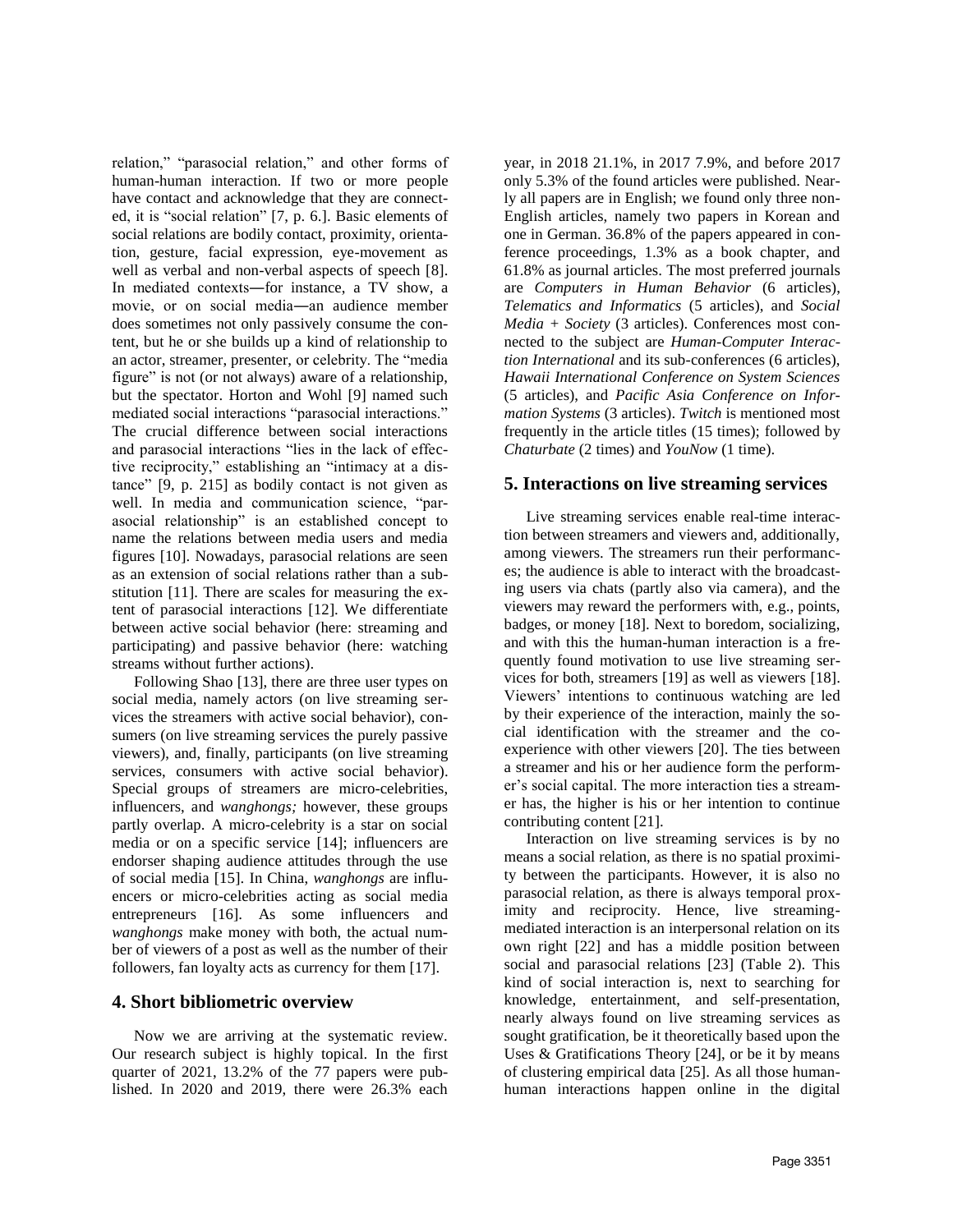relation," "parasocial relation," and other forms of human-human interaction. If two or more people have contact and acknowledge that they are connected, it is "social relation" [7, p. 6.]. Basic elements of social relations are bodily contact, proximity, orientation, gesture, facial expression, eye-movement as well as verbal and non-verbal aspects of speech [8]. In mediated contexts—for instance, a TV show, a movie, or on social media—an audience member does sometimes not only passively consume the content, but he or she builds up a kind of relationship to an actor, streamer, presenter, or celebrity. The "media figure" is not (or not always) aware of a relationship, but the spectator. Horton and Wohl [9] named such mediated social interactions "parasocial interactions." The crucial difference between social interactions and parasocial interactions "lies in the lack of effective reciprocity," establishing an "intimacy at a distance" [9, p. 215] as bodily contact is not given as well. In media and communication science, "parasocial relationship" is an established concept to name the relations between media users and media figures [10]. Nowadays, parasocial relations are seen as an extension of social relations rather than a substitution [11]. There are scales for measuring the extent of parasocial interactions [12]. We differentiate between active social behavior (here: streaming and participating) and passive behavior (here: watching streams without further actions).

Following Shao [13], there are three user types on social media, namely actors (on live streaming services the streamers with active social behavior), consumers (on live streaming services the purely passive viewers), and, finally, participants (on live streaming services, consumers with active social behavior). Special groups of streamers are micro-celebrities, influencers, and *wanghongs;* however, these groups partly overlap. A micro-celebrity is a star on social media or on a specific service [14]; influencers are endorser shaping audience attitudes through the use of social media [15]. In China, *wanghongs* are influencers or micro-celebrities acting as social media entrepreneurs [16]. As some influencers and *wanghongs* make money with both, the actual number of viewers of a post as well as the number of their followers, fan loyalty acts as currency for them [17].

## 4. Short bibliometric overview

Now we are arriving at the systematic review. Our research subject is highly topical. In the first quarter of 2021, 13.2% of the 77 papers were published. In 2020 and 2019, there were 26.3% each year, in 2018 21.1%, in 2017 7.9%, and before 2017 only 5.3% of the found articles were published. Nearly all papers are in English; we found only three non-English articles, namely two papers in Korean and one in German. 36.8% of the papers appeared in conference proceedings, 1.3% as a book chapter, and 61.8% as journal articles. The most preferred journals are *Computers in Human Behavior* (6 articles), *Telematics and Informatics* (5 articles), and *Social Media + Society* (3 articles). Conferences most connected to the subject are *Human-Computer Interaction International* and its sub-conferences (6 articles), *Hawaii International Conference on System Sciences* (5 articles), and *Pacific Asia Conference on Information Systems* (3 articles). *Twitch* is mentioned most frequently in the article titles (15 times); followed by *Chaturbate* (2 times) and *YouNow* (1 time).

## 5. Interactions on live streaming services

Live streaming services enable real-time interaction between streamers and viewers and, additionally, among viewers. The streamers run their performances; the audience is able to interact with the broadcasting users via chats (partly also via camera), and the viewers may reward the performers with, e.g., points, badges, or money [18]. Next to boredom, socializing, and with this the human-human interaction is a frequently found motivation to use live streaming services for both, streamers [19] as well as viewers [18]. Viewers' intentions to continuous watching are led by their experience of the interaction, mainly the social identification with the streamer and the co-experience with other viewers [20]. The ties between a streamer and his or her audience form the performer's social capital. The more interaction ties a streamer has, the higher is his or her intention to continue contributing content [21].

Interaction on live streaming services is by no means a social relation, as there is no spatial proximity between the participants. However, it is also no parasocial relation, as there is always temporal proximity and reciprocity. Hence, live streaming-mediated interaction is an interpersonal relation on its own right [22] and has a middle position between social and parasocial relations [23] (Table 2). This kind of social interaction is, next to searching for knowledge, entertainment, and self-presentation, nearly always found on live streaming services as sought gratification, be it theoretically based upon the Uses & Gratifications Theory [24], or be it by means of clustering empirical data [25]. As all those human-human interactions happen online in the digital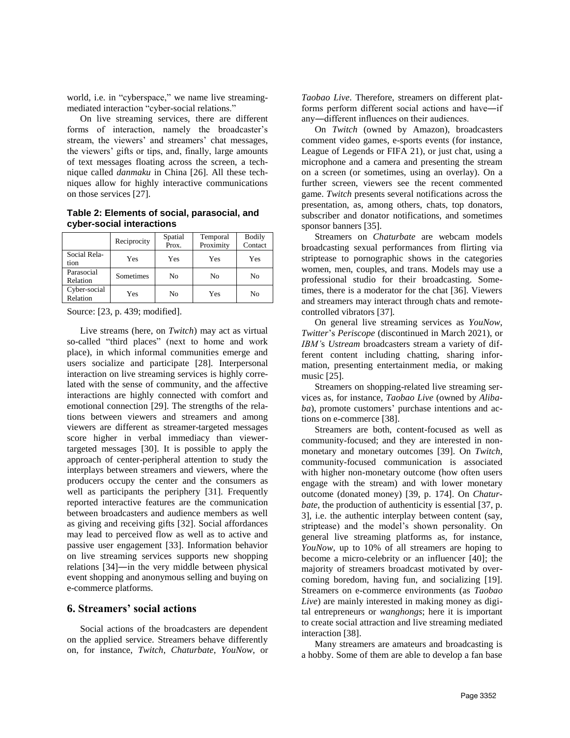world, i.e. in "cyberspace," we name live streaming-mediated interaction "cyber-social relations."

On live streaming services, there are different forms of interaction, namely the broadcaster's stream, the viewers' and streamers' chat messages, the viewers' gifts or tips, and, finally, large amounts of text messages floating across the screen, a technique called *danmaku* in China [26]. All these techniques allow for highly interactive communications on those services [27].

**Table 2: Elements of social, parasocial, and cyber-social interactions**

| | Reciprocity | Spatial Prox. | Temporal Proximity | Bodily Contact |
|---|---|---|---|---|
| Social Relation | Yes | Yes | Yes | Yes |
| Parasocial Relation | Sometimes | No | No | No |
| Cyber-social Relation | Yes | No | Yes | No |

Source: [23, p. 439; modified].

Live streams (here, on *Twitch*) may act as virtual so-called "third places" (next to home and work place), in which informal communities emerge and users socialize and participate [28]. Interpersonal interaction on live streaming services is highly correlated with the sense of community, and the affective interactions are highly connected with comfort and emotional connection [29]. The strengths of the relations between viewers and streamers and among viewers are different as streamer-targeted messages score higher in verbal immediacy than viewer-targeted messages [30]. It is possible to apply the approach of center-peripheral attention to study the interplays between streamers and viewers, where the producers occupy the center and the consumers as well as participants the periphery [31]. Frequently reported interactive features are the communication between broadcasters and audience members as well as giving and receiving gifts [32]. Social affordances may lead to perceived flow as well as to active and passive user engagement [33]. Information behavior on live streaming services supports new shopping relations [34]—in the very middle between physical event shopping and anonymous selling and buying on e-commerce platforms.

## 6. Streamers' social actions

Social actions of the broadcasters are dependent on the applied service. Streamers behave differently on, for instance, *Twitch*, *Chaturbate*, *YouNow*, or *Taobao Live*. Therefore, streamers on different platforms perform different social actions and have—if any—different influences on their audiences.

On *Twitch* (owned by Amazon), broadcasters comment video games, e-sports events (for instance, League of Legends or FIFA 21), or just chat, using a microphone and a camera and presenting the stream on a screen (or sometimes, using an overlay). On a further screen, viewers see the recent commented game. *Twitch* presents several notifications across the presentation, as, among others, chats, top donators, subscriber and donator notifications, and sometimes sponsor banners [35].

Streamers on *Chaturbate* are webcam models broadcasting sexual performances from flirting via striptease to pornographic shows in the categories women, men, couples, and trans. Models may use a professional studio for their broadcasting. Sometimes, there is a moderator for the chat [36]. Viewers and streamers may interact through chats and remote-controlled vibrators [37].

On general live streaming services as *YouNow*, *Twitter*'s *Periscope* (discontinued in March 2021), or *IBM*'s *Ustream* broadcasters stream a variety of different content including chatting, sharing information, presenting entertainment media, or making music [25].

Streamers on shopping-related live streaming services as, for instance, *Taobao Live* (owned by *Alibaba*), promote customers' purchase intentions and actions on e-commerce [38].

Streamers are both, content-focused as well as community-focused; and they are interested in non-monetary and monetary outcomes [39]. On *Twitch*, community-focused communication is associated with higher non-monetary outcome (how often users engage with the stream) and with lower monetary outcome (donated money) [39, p. 174]. On *Chaturbate*, the production of authenticity is essential [37, p. 3], i.e. the authentic interplay between content (say, striptease) and the model's shown personality. On general live streaming platforms as, for instance, *YouNow*, up to 10% of all streamers are hoping to become a micro-celebrity or an influencer [40]; the majority of streamers broadcast motivated by overcoming boredom, having fun, and socializing [19]. Streamers on e-commerce environments (as *Taobao Live*) are mainly interested in making money as digital entrepreneurs or *wanghongs*; here it is important to create social attraction and live streaming mediated interaction [38].

Many streamers are amateurs and broadcasting is a hobby. Some of them are able to develop a fan base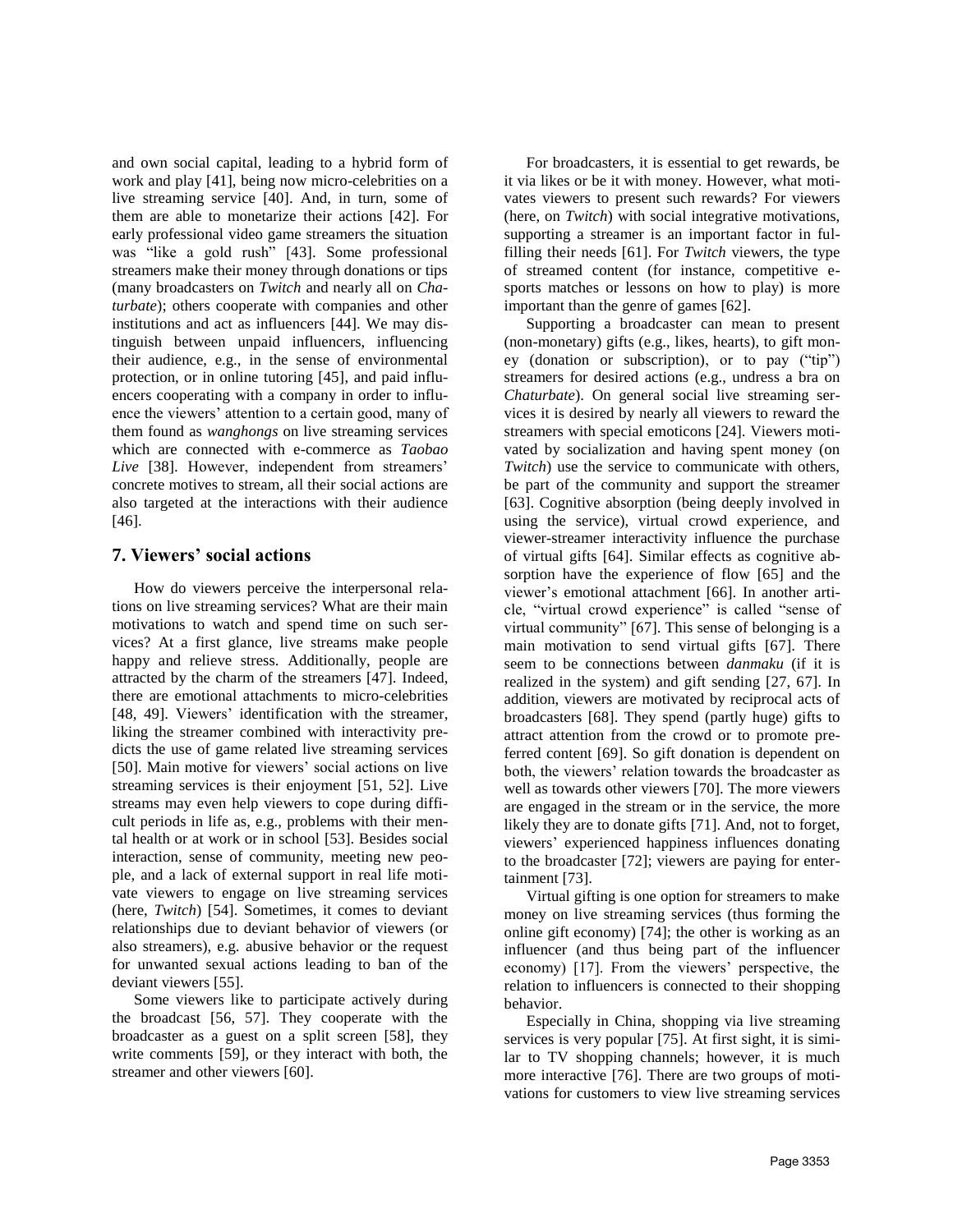and own social capital, leading to a hybrid form of work and play [41], being now micro-celebrities on a live streaming service [40]. And, in turn, some of them are able to monetarize their actions [42]. For early professional video game streamers the situation was "like a gold rush" [43]. Some professional streamers make their money through donations or tips (many broadcasters on *Twitch* and nearly all on *Chaturbate*); others cooperate with companies and other institutions and act as influencers [44]. We may distinguish between unpaid influencers, influencing their audience, e.g., in the sense of environmental protection, or in online tutoring [45], and paid influencers cooperating with a company in order to influence the viewers' attention to a certain good, many of them found as *wanghongs* on live streaming services which are connected with e-commerce as *Taobao Live* [38]. However, independent from streamers' concrete motives to stream, all their social actions are also targeted at the interactions with their audience [46].

## 7. Viewers' social actions

How do viewers perceive the interpersonal relations on live streaming services? What are their main motivations to watch and spend time on such services? At a first glance, live streams make people happy and relieve stress. Additionally, people are attracted by the charm of the streamers [47]. Indeed, there are emotional attachments to micro-celebrities [48, 49]. Viewers' identification with the streamer, liking the streamer combined with interactivity predicts the use of game related live streaming services [50]. Main motive for viewers' social actions on live streaming services is their enjoyment [51, 52]. Live streams may even help viewers to cope during difficult periods in life as, e.g., problems with their mental health or at work or in school [53]. Besides social interaction, sense of community, meeting new people, and a lack of external support in real life motivate viewers to engage on live streaming services (here, *Twitch*) [54]. Sometimes, it comes to deviant relationships due to deviant behavior of viewers (or also streamers), e.g. abusive behavior or the request for unwanted sexual actions leading to ban of the deviant viewers [55].

Some viewers like to participate actively during the broadcast [56, 57]. They cooperate with the broadcaster as a guest on a split screen [58], they write comments [59], or they interact with both, the streamer and other viewers [60].

For broadcasters, it is essential to get rewards, be it via likes or be it with money. However, what motivates viewers to present such rewards? For viewers (here, on *Twitch*) with social integrative motivations, supporting a streamer is an important factor in fulfilling their needs [61]. For *Twitch* viewers, the type of streamed content (for instance, competitive e-sports matches or lessons on how to play) is more important than the genre of games [62].

Supporting a broadcaster can mean to present (non-monetary) gifts (e.g., likes, hearts), to gift money (donation or subscription), or to pay ("tip") streamers for desired actions (e.g., undress a bra on *Chaturbate*). On general social live streaming services it is desired by nearly all viewers to reward the streamers with special emoticons [24]. Viewers motivated by socialization and having spent money (on *Twitch*) use the service to communicate with others, be part of the community and support the streamer [63]. Cognitive absorption (being deeply involved in using the service), virtual crowd experience, and viewer-streamer interactivity influence the purchase of virtual gifts [64]. Similar effects as cognitive absorption have the experience of flow [65] and the viewer's emotional attachment [66]. In another article, "virtual crowd experience" is called "sense of virtual community" [67]. This sense of belonging is a main motivation to send virtual gifts [67]. There seem to be connections between *danmaku* (if it is realized in the system) and gift sending [27, 67]. In addition, viewers are motivated by reciprocal acts of broadcasters [68]. They spend (partly huge) gifts to attract attention from the crowd or to promote preferred content [69]. So gift donation is dependent on both, the viewers' relation towards the broadcaster as well as towards other viewers [70]. The more viewers are engaged in the stream or in the service, the more likely they are to donate gifts [71]. And, not to forget, viewers' experienced happiness influences donating to the broadcaster [72]; viewers are paying for entertainment [73].

Virtual gifting is one option for streamers to make money on live streaming services (thus forming the online gift economy) [74]; the other is working as an influencer (and thus being part of the influencer economy) [17]. From the viewers' perspective, the relation to influencers is connected to their shopping behavior.

Especially in China, shopping via live streaming services is very popular [75]. At first sight, it is similar to TV shopping channels; however, it is much more interactive [76]. There are two groups of motivations for customers to view live streaming services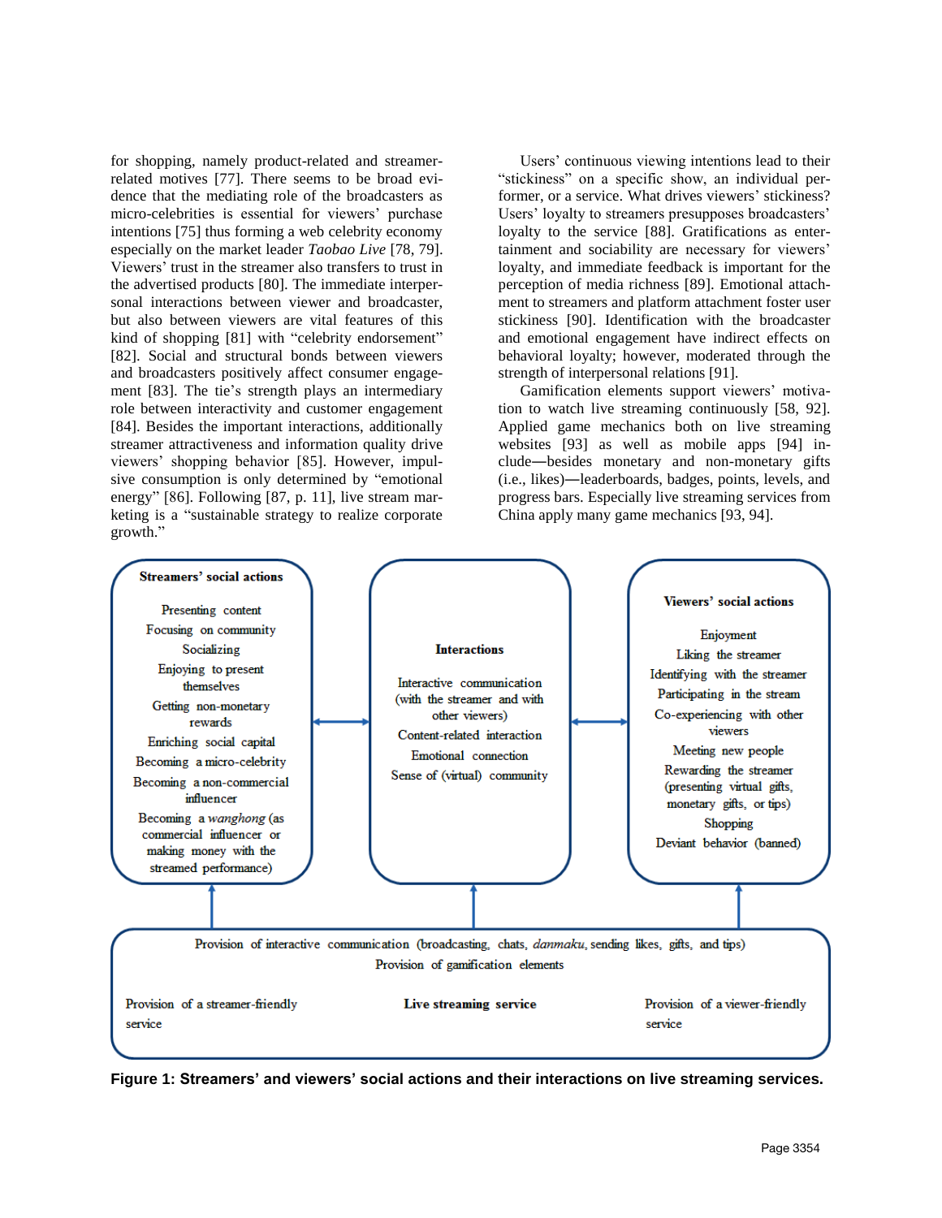for shopping, namely product-related and streamer-related motives [77]. There seems to be broad evidence that the mediating role of the broadcasters as micro-celebrities is essential for viewers' purchase intentions [75] thus forming a web celebrity economy especially on the market leader *Taobao Live* [78, 79]. Viewers' trust in the streamer also transfers to trust in the advertised products [80]. The immediate interpersonal interactions between viewer and broadcaster, but also between viewers are vital features of this kind of shopping [81] with "celebrity endorsement" [82]. Social and structural bonds between viewers and broadcasters positively affect consumer engagement [83]. The tie's strength plays an intermediary role between interactivity and customer engagement [84]. Besides the important interactions, additionally streamer attractiveness and information quality drive viewers' shopping behavior [85]. However, impulsive consumption is only determined by "emotional energy" [86]. Following [87, p. 11], live stream marketing is a "sustainable strategy to realize corporate growth."

Users' continuous viewing intentions lead to their "stickiness" on a specific show, an individual performer, or a service. What drives viewers' stickiness? Users' loyalty to streamers presupposes broadcasters' loyalty to the service [88]. Gratifications as entertainment and sociability are necessary for viewers' loyalty, and immediate feedback is important for the perception of media richness [89]. Emotional attachment to streamers and platform attachment foster user stickiness [90]. Identification with the broadcaster and emotional engagement have indirect effects on behavioral loyalty; however, moderated through the strength of interpersonal relations [91].

Gamification elements support viewers' motivation to watch live streaming continuously [58, 92]. Applied game mechanics both on live streaming websites [93] as well as mobile apps [94] include—besides monetary and non-monetary gifts (i.e., likes)—leaderboards, badges, points, levels, and progress bars. Especially live streaming services from China apply many game mechanics [93, 94].

**Streamers' social actions**

Presenting content
Focusing on community
Socializing
Enjoying to present themselves
Getting non-monetary rewards
Enriching social capital
Becoming a micro-celebrity
Becoming a non-commercial influencer
Becoming a *wanghong* (as commercial influencer or making money with the streamed performance)

**Interactions**

Interactive communication (with the streamer and with other viewers)
Content-related interaction
Emotional connection
Sense of (virtual) community

**Viewers' social actions**

Enjoyment
Liking the streamer
Identifying with the streamer
Participating in the stream
Co-experiencing with other viewers
Meeting new people
Rewarding the streamer (presenting virtual gifts, monetary gifts, or tips)
Shopping
Deviant behavior (banned)

**Live streaming service**

Provision of interactive communication (broadcasting, chats, *danmaku*, sending likes, gifts, and tips)
Provision of gamification elements
Provision of a streamer-friendly service
Provision of a viewer-friendly service

**Figure 1: Streamers' and viewers' social actions and their interactions on live streaming services.**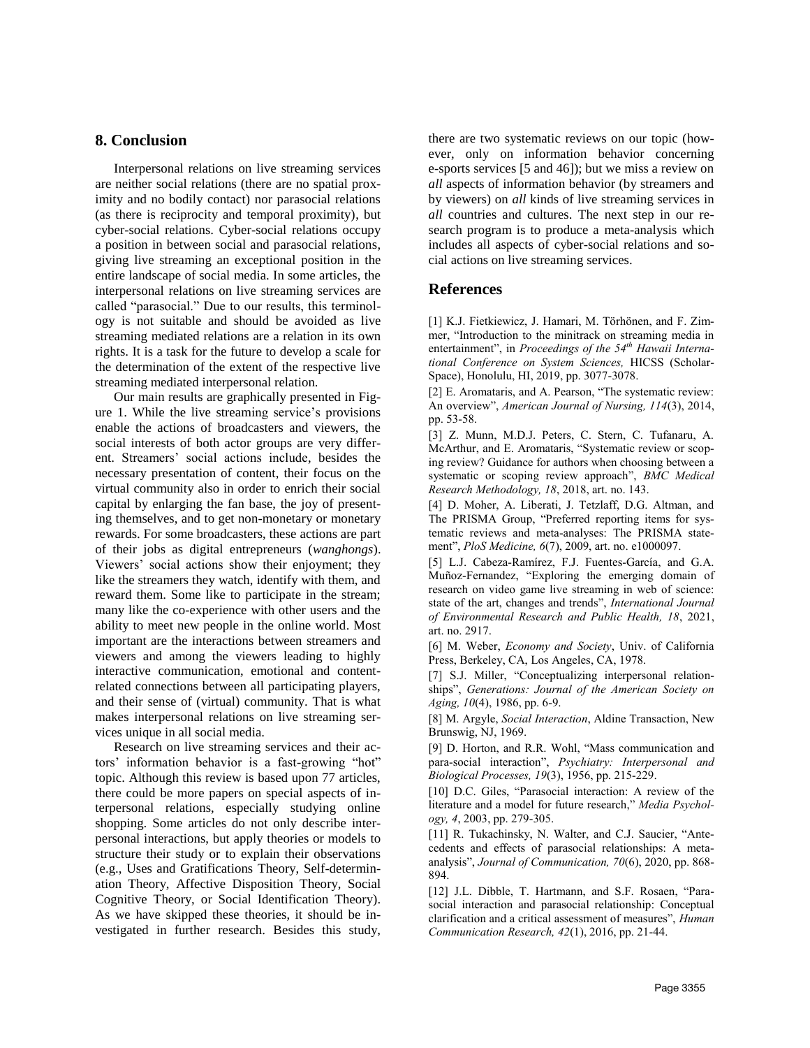## 8. Conclusion

Interpersonal relations on live streaming services are neither social relations (there are no spatial proximity and no bodily contact) nor parasocial relations (as there is reciprocity and temporal proximity), but cyber-social relations. Cyber-social relations occupy a position in between social and parasocial relations, giving live streaming an exceptional position in the entire landscape of social media. In some articles, the interpersonal relations on live streaming services are called "parasocial." Due to our results, this terminology is not suitable and should be avoided as live streaming mediated relations are a relation in its own rights. It is a task for the future to develop a scale for the determination of the extent of the respective live streaming mediated interpersonal relation.

Our main results are graphically presented in Figure 1. While the live streaming service's provisions enable the actions of broadcasters and viewers, the social interests of both actor groups are very different. Streamers' social actions include, besides the necessary presentation of content, their focus on the virtual community also in order to enrich their social capital by enlarging the fan base, the joy of presenting themselves, and to get non-monetary or monetary rewards. For some broadcasters, these actions are part of their jobs as digital entrepreneurs (*wanghongs*). Viewers' social actions show their enjoyment; they like the streamers they watch, identify with them, and reward them. Some like to participate in the stream; many like the co-experience with other users and the ability to meet new people in the online world. Most important are the interactions between streamers and viewers and among the viewers leading to highly interactive communication, emotional and content-related connections between all participating players, and their sense of (virtual) community. That is what makes interpersonal relations on live streaming services unique in all social media.

Research on live streaming services and their actors' information behavior is a fast-growing "hot" topic. Although this review is based upon 77 articles, there could be more papers on special aspects of interpersonal relations, especially studying online shopping. Some articles do not only describe interpersonal interactions, but apply theories or models to structure their study or to explain their observations (e.g., Uses and Gratifications Theory, Self-determination Theory, Affective Disposition Theory, Social Cognitive Theory, or Social Identification Theory). As we have skipped these theories, it should be investigated in further research. Besides this study, there are two systematic reviews on our topic (however, only on information behavior concerning e-sports services [5 and 46]); but we miss a review on *all* aspects of information behavior (by streamers and by viewers) on *all* kinds of live streaming services in *all* countries and cultures. The next step in our research program is to produce a meta-analysis which includes all aspects of cyber-social relations and social actions on live streaming services.

## References

[1] K.J. Fietkiewicz, J. Hamari, M. Törhönen, and F. Zimmer, "Introduction to the minitrack on streaming media in entertainment", in *Proceedings of the 54th Hawaii International Conference on System Sciences,* HICSS (ScholarSpace), Honolulu, HI, 2019, pp. 3077-3078.

[2] E. Aromataris, and A. Pearson, "The systematic review: An overview", *American Journal of Nursing, 114*(3), 2014, pp. 53-58.

[3] Z. Munn, M.D.J. Peters, C. Stern, C. Tufanaru, A. McArthur, and E. Aromataris, "Systematic review or scoping review? Guidance for authors when choosing between a systematic or scoping review approach", *BMC Medical Research Methodology, 18*, 2018, art. no. 143.

[4] D. Moher, A. Liberati, J. Tetzlaff, D.G. Altman, and The PRISMA Group, "Preferred reporting items for systematic reviews and meta-analyses: The PRISMA statement", *PloS Medicine, 6*(7), 2009, art. no. e1000097.

[5] L.J. Cabeza-Ramírez, F.J. Fuentes-García, and G.A. Muñoz-Fernandez, "Exploring the emerging domain of research on video game live streaming in web of science: state of the art, changes and trends", *International Journal of Environmental Research and Public Health, 18*, 2021, art. no. 2917.

[6] M. Weber, *Economy and Society*, Univ. of California Press, Berkeley, CA, Los Angeles, CA, 1978.

[7] S.J. Miller, "Conceptualizing interpersonal relationships", *Generations: Journal of the American Society on Aging, 10*(4), 1986, pp. 6-9.

[8] M. Argyle, *Social Interaction*, Aldine Transaction, New Brunswig, NJ, 1969.

[9] D. Horton, and R.R. Wohl, "Mass communication and para-social interaction", *Psychiatry: Interpersonal and Biological Processes, 19*(3), 1956, pp. 215-229.

[10] D.C. Giles, "Parasocial interaction: A review of the literature and a model for future research," *Media Psychology, 4*, 2003, pp. 279-305.

[11] R. Tukachinsky, N. Walter, and C.J. Saucier, "Antecedents and effects of parasocial relationships: A meta-analysis", *Journal of Communication, 70*(6), 2020, pp. 868-894.

[12] J.L. Dibble, T. Hartmann, and S.F. Rosaen, "Parasocial interaction and parasocial relationship: Conceptual clarification and a critical assessment of measures", *Human Communication Research, 42*(1), 2016, pp. 21-44.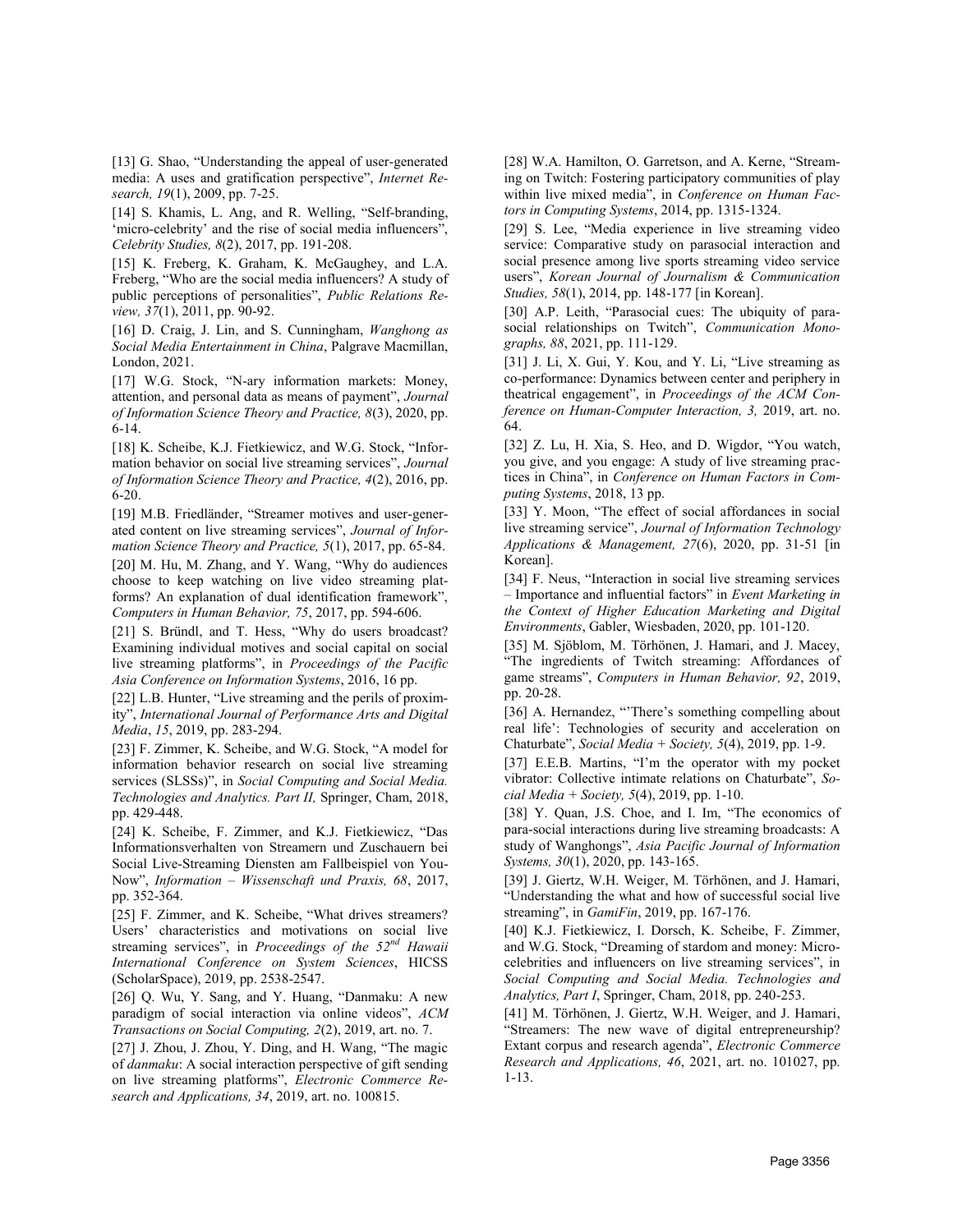[13] G. Shao, "Understanding the appeal of user-generated media: A uses and gratification perspective", *Internet Research, 19*(1), 2009, pp. 7-25.

[14] S. Khamis, L. Ang, and R. Welling, "Self-branding, 'micro-celebrity' and the rise of social media influencers", *Celebrity Studies, 8*(2), 2017, pp. 191-208.

[15] K. Freberg, K. Graham, K. McGaughey, and L.A. Freberg, "Who are the social media influencers? A study of public perceptions of personalities", *Public Relations Review, 37*(1), 2011, pp. 90-92.

[16] D. Craig, J. Lin, and S. Cunningham, *Wanghong as Social Media Entertainment in China*, Palgrave Macmillan, London, 2021.

[17] W.G. Stock, "N-ary information markets: Money, attention, and personal data as means of payment", *Journal of Information Science Theory and Practice, 8*(3), 2020, pp. 6-14.

[18] K. Scheibe, K.J. Fietkiewicz, and W.G. Stock, "Information behavior on social live streaming services", *Journal of Information Science Theory and Practice, 4*(2), 2016, pp. 6-20.

[19] M.B. Friedländer, "Streamer motives and user-generated content on live streaming services", *Journal of Information Science Theory and Practice, 5*(1), 2017, pp. 65-84.

[20] M. Hu, M. Zhang, and Y. Wang, "Why do audiences choose to keep watching on live video streaming platforms? An explanation of dual identification framework", *Computers in Human Behavior, 75*, 2017, pp. 594-606.

[21] S. Bründl, and T. Hess, "Why do users broadcast? Examining individual motives and social capital on social live streaming platforms", in *Proceedings of the Pacific Asia Conference on Information Systems*, 2016, 16 pp.

[22] L.B. Hunter, "Live streaming and the perils of proximity", *International Journal of Performance Arts and Digital Media*, *15*, 2019, pp. 283-294.

[23] F. Zimmer, K. Scheibe, and W.G. Stock, "A model for information behavior research on social live streaming services (SLSSs)", in *Social Computing and Social Media. Technologies and Analytics. Part II,* Springer, Cham, 2018, pp. 429-448.

[24] K. Scheibe, F. Zimmer, and K.J. Fietkiewicz, "Das Informationsverhalten von Streamern und Zuschauern bei Social Live-Streaming Diensten am Fallbeispiel von YouNow", *Information – Wissenschaft und Praxis, 68*, 2017, pp. 352-364.

[25] F. Zimmer, and K. Scheibe, "What drives streamers? Users' characteristics and motivations on social live streaming services", in *Proceedings of the 52nd Hawaii International Conference on System Sciences*, HICSS (ScholarSpace), 2019, pp. 2538-2547.

[26] Q. Wu, Y. Sang, and Y. Huang, "Danmaku: A new paradigm of social interaction via online videos", *ACM Transactions on Social Computing, 2*(2), 2019, art. no. 7.

[27] J. Zhou, J. Zhou, Y. Ding, and H. Wang, "The magic of *danmaku*: A social interaction perspective of gift sending on live streaming platforms", *Electronic Commerce Research and Applications, 34*, 2019, art. no. 100815.

[28] W.A. Hamilton, O. Garretson, and A. Kerne, "Streaming on Twitch: Fostering participatory communities of play within live mixed media", in *Conference on Human Factors in Computing Systems*, 2014, pp. 1315-1324.

[29] S. Lee, "Media experience in live streaming video service: Comparative study on parasocial interaction and social presence among live sports streaming video service users", *Korean Journal of Journalism & Communication Studies, 58*(1), 2014, pp. 148-177 [in Korean].

[30] A.P. Leith, "Parasocial cues: The ubiquity of parasocial relationships on Twitch", *Communication Monographs, 88*, 2021, pp. 111-129.

[31] J. Li, X. Gui, Y. Kou, and Y. Li, "Live streaming as co-performance: Dynamics between center and periphery in theatrical engagement", in *Proceedings of the ACM Conference on Human-Computer Interaction, 3,* 2019, art. no. 64.

[32] Z. Lu, H. Xia, S. Heo, and D. Wigdor, "You watch, you give, and you engage: A study of live streaming practices in China", in *Conference on Human Factors in Computing Systems*, 2018, 13 pp.

[33] Y. Moon, "The effect of social affordances in social live streaming service", *Journal of Information Technology Applications & Management, 27*(6), 2020, pp. 31-51 [in Korean].

[34] F. Neus, "Interaction in social live streaming services – Importance and influential factors" in *Event Marketing in the Context of Higher Education Marketing and Digital Environments*, Gabler, Wiesbaden, 2020, pp. 101-120.

[35] M. Sjöblom, M. Törhönen, J. Hamari, and J. Macey, "The ingredients of Twitch streaming: Affordances of game streams", *Computers in Human Behavior, 92*, 2019, pp. 20-28.

[36] A. Hernandez, "'There's something compelling about real life': Technologies of security and acceleration on Chaturbate", *Social Media + Society, 5*(4), 2019, pp. 1-9.

[37] E.E.B. Martins, "I'm the operator with my pocket vibrator: Collective intimate relations on Chaturbate", *Social Media + Society, 5*(4), 2019, pp. 1-10.

[38] Y. Quan, J.S. Choe, and I. Im, "The economics of para-social interactions during live streaming broadcasts: A study of Wanghongs", *Asia Pacific Journal of Information Systems, 30*(1), 2020, pp. 143-165.

[39] J. Giertz, W.H. Weiger, M. Törhönen, and J. Hamari, "Understanding the what and how of successful social live streaming", in *GamiFin*, 2019, pp. 167-176.

[40] K.J. Fietkiewicz, I. Dorsch, K. Scheibe, F. Zimmer, and W.G. Stock, "Dreaming of stardom and money: Micro-celebrities and influencers on live streaming services", in *Social Computing and Social Media. Technologies and Analytics, Part I*, Springer, Cham, 2018, pp. 240-253.

[41] M. Törhönen, J. Giertz, W.H. Weiger, and J. Hamari, "Streamers: The new wave of digital entrepreneurship? Extant corpus and research agenda", *Electronic Commerce Research and Applications, 46*, 2021, art. no. 101027, pp. 1-13.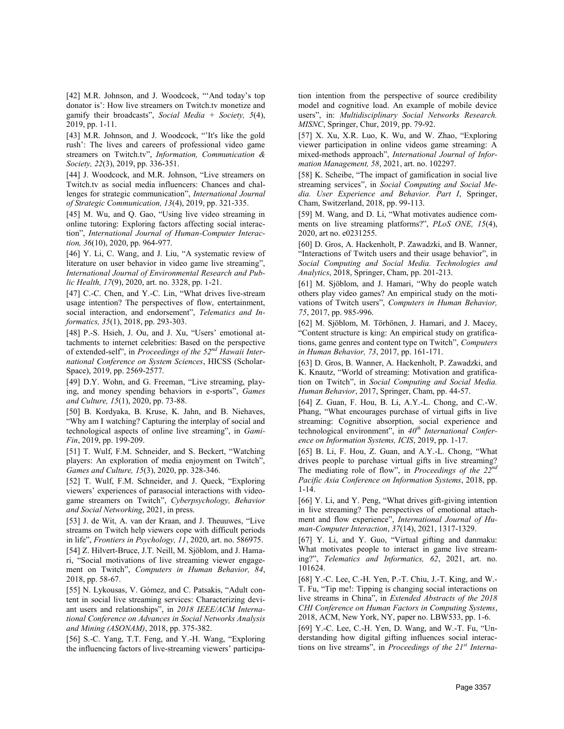[42] M.R. Johnson, and J. Woodcock, "'And today's top donator is': How live streamers on Twitch.tv monetize and gamify their broadcasts", *Social Media + Society, 5*(4), 2019, pp. 1-11.

[43] M.R. Johnson, and J. Woodcock, "'It's like the gold rush': The lives and careers of professional video game streamers on Twitch.tv", *Information, Communication & Society, 22*(3), 2019, pp. 336-351.

[44] J. Woodcock, and M.R. Johnson, "Live streamers on Twitch.tv as social media influencers: Chances and challenges for strategic communication", *International Journal of Strategic Communication, 13*(4), 2019, pp. 321-335.

[45] M. Wu, and Q. Gao, "Using live video streaming in online tutoring: Exploring factors affecting social interaction", *International Journal of Human-Computer Interaction, 36*(10), 2020, pp. 964-977.

[46] Y. Li, C. Wang, and J. Liu, "A systematic review of literature on user behavior in video game live streaming", *International Journal of Environmental Research and Public Health, 17*(9), 2020, art. no. 3328, pp. 1-21.

[47] C.-C. Chen, and Y.-C. Lin, "What drives live-stream usage intention? The perspectives of flow, entertainment, social interaction, and endorsement", *Telematics and Informatics, 35*(1), 2018, pp. 293-303.

[48] P.-S. Hsieh, J. Ou, and J. Xu, "Users' emotional attachments to internet celebrities: Based on the perspective of extended-self", in *Proceedings of the 52nd Hawaii International Conference on System Sciences*, HICSS (ScholarSpace), 2019, pp. 2569-2577.

[49] D.Y. Wohn, and G. Freeman, "Live streaming, playing, and money spending behaviors in e-sports", *Games and Culture, 15*(1), 2020, pp. 73-88.

[50] B. Kordyaka, B. Kruse, K. Jahn, and B. Niehaves, "Why am I watching? Capturing the interplay of social and technological aspects of online live streaming", in *GamiFin*, 2019, pp. 199-209.

[51] T. Wulf, F.M. Schneider, and S. Beckert, "Watching players: An exploration of media enjoyment on Twitch", *Games and Culture, 15*(3), 2020, pp. 328-346.

[52] T. Wulf, F.M. Schneider, and J. Queck, "Exploring viewers' experiences of parasocial interactions with videogame streamers on Twitch", *Cyberpsychology, Behavior and Social Networking*, 2021, in press.

[53] J. de Wit, A. van der Kraan, and J. Theuuwes, "Live streams on Twitch help viewers cope with difficult periods in life", *Frontiers in Psychology, 11*, 2020, art. no. 586975.

[54] Z. Hilvert-Bruce, J.T. Neill, M. Sjöblom, and J. Hamari, "Social motivations of live streaming viewer engagement on Twitch", *Computers in Human Behavior, 84*, 2018, pp. 58-67.

[55] N. Lykousas, V. Gómez, and C. Patsakis, "Adult content in social live streaming services: Characterizing deviant users and relationships", in *2018 IEEE/ACM International Conference on Advances in Social Networks Analysis and Mining (ASONAM)*, 2018, pp. 375-382.

[56] S.-C. Yang, T.T. Feng, and Y.-H. Wang, "Exploring the influencing factors of live-streaming viewers' participation intention from the perspective of source credibility model and cognitive load. An example of mobile device users", in: *Multidisciplinary Social Networks Research. MISNC*, Springer, Chur, 2019, pp. 79-92.

[57] X. Xu, X.R. Luo, K. Wu, and W. Zhao, "Exploring viewer participation in online videos game streaming: A mixed-methods approach", *International Journal of Information Management, 58*, 2021, art. no. 102297.

[58] K. Scheibe, "The impact of gamification in social live streaming services", in *Social Computing and Social Media. User Experience and Behavior. Part I*, Springer, Cham, Switzerland, 2018, pp. 99-113.

[59] M. Wang, and D. Li, "What motivates audience comments on live streaming platforms?", *PLoS ONE, 15*(4), 2020, art no. e0231255.

[60] D. Gros, A. Hackenholt, P. Zawadzki, and B. Wanner, "Interactions of Twitch users and their usage behavior", in *Social Computing and Social Media. Technologies and Analytics*, 2018, Springer, Cham, pp. 201-213.

[61] M. Sjöblom, and J. Hamari, "Why do people watch others play video games? An empirical study on the motivations of Twitch users", *Computers in Human Behavior, 75*, 2017, pp. 985-996.

[62] M. Sjöblom, M. Törhönen, J. Hamari, and J. Macey, "Content structure is king: An empirical study on gratifications, game genres and content type on Twitch", *Computers in Human Behavior, 73*, 2017, pp. 161-171.

[63] D. Gros, B. Wanner, A. Hackenholt, P. Zawadzki, and K. Knautz, "World of streaming: Motivation and gratification on Twitch", in *Social Computing and Social Media. Human Behavior*, 2017, Springer, Cham, pp. 44-57.

[64] Z. Guan, F. Hou, B. Li, A.Y.-L. Chong, and C.-W. Phang, "What encourages purchase of virtual gifts in live streaming: Cognitive absorption, social experience and technological environment", in *40th International Conference on Information Systems, ICIS*, 2019, pp. 1-17.

[65] B. Li, F. Hou, Z. Guan, and A.Y.-L. Chong, "What drives people to purchase virtual gifts in live streaming? The mediating role of flow", in *Proceedings of the 22nd Pacific Asia Conference on Information Systems*, 2018, pp. 1-14.

[66] Y. Li, and Y. Peng, "What drives gift-giving intention in live streaming? The perspectives of emotional attachment and flow experience", *International Journal of Human-Computer Interaction, 37*(14), 2021, 1317-1329.

[67] Y. Li, and Y. Guo, "Virtual gifting and danmaku: What motivates people to interact in game live streaming?", *Telematics and Informatics, 62*, 2021, art. no. 101624.

[68] Y.-C. Lee, C.-H. Yen, P.-T. Chiu, J.-T. King, and W.-T. Fu, "Tip me!: Tipping is changing social interactions on live streams in China", in *Extended Abstracts of the 2018 CHI Conference on Human Factors in Computing Systems*, 2018, ACM, New York, NY, paper no. LBW533, pp. 1-6.

[69] Y.-C. Lee, C.-H. Yen, D. Wang, and W.-T. Fu, "Understanding how digital gifting influences social interactions on live streams", in *Proceedings of the 21st Interna-*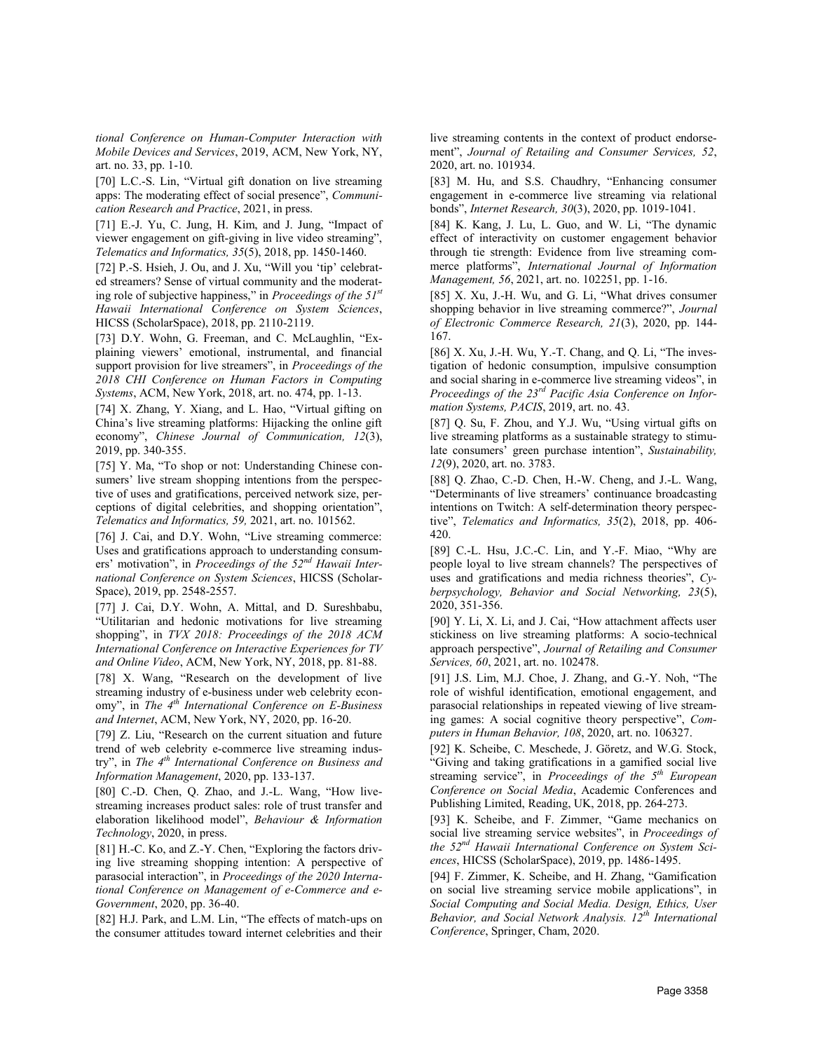*tional Conference on Human-Computer Interaction with Mobile Devices and Services*, 2019, ACM, New York, NY, art. no. 33, pp. 1-10.

[70] L.C.-S. Lin, "Virtual gift donation on live streaming apps: The moderating effect of social presence", *Communication Research and Practice*, 2021, in press.

[71] E.-J. Yu, C. Jung, H. Kim, and J. Jung, "Impact of viewer engagement on gift-giving in live video streaming", *Telematics and Informatics, 35*(5), 2018, pp. 1450-1460.

[72] P.-S. Hsieh, J. Ou, and J. Xu, "Will you 'tip' celebrated streamers? Sense of virtual community and the moderating role of subjective happiness," in *Proceedings of the 51st Hawaii International Conference on System Sciences*, HICSS (ScholarSpace), 2018, pp. 2110-2119.

[73] D.Y. Wohn, G. Freeman, and C. McLaughlin, "Explaining viewers' emotional, instrumental, and financial support provision for live streamers", in *Proceedings of the 2018 CHI Conference on Human Factors in Computing Systems*, ACM, New York, 2018, art. no. 474, pp. 1-13.

[74] X. Zhang, Y. Xiang, and L. Hao, "Virtual gifting on China's live streaming platforms: Hijacking the online gift economy", *Chinese Journal of Communication, 12*(3), 2019, pp. 340-355.

[75] Y. Ma, "To shop or not: Understanding Chinese consumers' live stream shopping intentions from the perspective of uses and gratifications, perceived network size, perceptions of digital celebrities, and shopping orientation", *Telematics and Informatics, 59,* 2021, art. no. 101562.

[76] J. Cai, and D.Y. Wohn, "Live streaming commerce: Uses and gratifications approach to understanding consumers' motivation", in *Proceedings of the 52nd Hawaii International Conference on System Sciences*, HICSS (ScholarSpace), 2019, pp. 2548-2557.

[77] J. Cai, D.Y. Wohn, A. Mittal, and D. Sureshbabu, "Utilitarian and hedonic motivations for live streaming shopping", in *TVX 2018: Proceedings of the 2018 ACM International Conference on Interactive Experiences for TV and Online Video*, ACM, New York, NY, 2018, pp. 81-88.

[78] X. Wang, "Research on the development of live streaming industry of e-business under web celebrity economy", in *The 4th International Conference on E-Business and Internet*, ACM, New York, NY, 2020, pp. 16-20.

[79] Z. Liu, "Research on the current situation and future trend of web celebrity e-commerce live streaming industry", in *The 4th International Conference on Business and Information Management*, 2020, pp. 133-137.

[80] C.-D. Chen, Q. Zhao, and J.-L. Wang, "How livestreaming increases product sales: role of trust transfer and elaboration likelihood model", *Behaviour & Information Technology*, 2020, in press.

[81] H.-C. Ko, and Z.-Y. Chen, "Exploring the factors driving live streaming shopping intention: A perspective of parasocial interaction", in *Proceedings of the 2020 International Conference on Management of e-Commerce and e-Government*, 2020, pp. 36-40.

[82] H.J. Park, and L.M. Lin, "The effects of match-ups on the consumer attitudes toward internet celebrities and their live streaming contents in the context of product endorsement", *Journal of Retailing and Consumer Services, 52*, 2020, art. no. 101934.

[83] M. Hu, and S.S. Chaudhry, "Enhancing consumer engagement in e-commerce live streaming via relational bonds", *Internet Research, 30*(3), 2020, pp. 1019-1041.

[84] K. Kang, J. Lu, L. Guo, and W. Li, "The dynamic effect of interactivity on customer engagement behavior through tie strength: Evidence from live streaming commerce platforms", *International Journal of Information Management, 56*, 2021, art. no. 102251, pp. 1-16.

[85] X. Xu, J.-H. Wu, and G. Li, "What drives consumer shopping behavior in live streaming commerce?", *Journal of Electronic Commerce Research, 21*(3), 2020, pp. 144-167.

[86] X. Xu, J.-H. Wu, Y.-T. Chang, and Q. Li, "The investigation of hedonic consumption, impulsive consumption and social sharing in e-commerce live streaming videos", in *Proceedings of the 23rd Pacific Asia Conference on Information Systems, PACIS*, 2019, art. no. 43.

[87] Q. Su, F. Zhou, and Y.J. Wu, "Using virtual gifts on live streaming platforms as a sustainable strategy to stimulate consumers' green purchase intention", *Sustainability, 12*(9), 2020, art. no. 3783.

[88] Q. Zhao, C.-D. Chen, H.-W. Cheng, and J.-L. Wang, "Determinants of live streamers' continuance broadcasting intentions on Twitch: A self-determination theory perspective", *Telematics and Informatics, 35*(2), 2018, pp. 406-420.

[89] C.-L. Hsu, J.C.-C. Lin, and Y.-F. Miao, "Why are people loyal to live stream channels? The perspectives of uses and gratifications and media richness theories", *Cyberpsychology, Behavior and Social Networking, 23*(5), 2020, 351-356.

[90] Y. Li, X. Li, and J. Cai, "How attachment affects user stickiness on live streaming platforms: A socio-technical approach perspective", *Journal of Retailing and Consumer Services, 60*, 2021, art. no. 102478.

[91] J.S. Lim, M.J. Choe, J. Zhang, and G.-Y. Noh, "The role of wishful identification, emotional engagement, and parasocial relationships in repeated viewing of live streaming games: A social cognitive theory perspective", *Computers in Human Behavior, 108*, 2020, art. no. 106327.

[92] K. Scheibe, C. Meschede, J. Göretz, and W.G. Stock, "Giving and taking gratifications in a gamified social live streaming service", in *Proceedings of the 5th European Conference on Social Media*, Academic Conferences and Publishing Limited, Reading, UK, 2018, pp. 264-273.

[93] K. Scheibe, and F. Zimmer, "Game mechanics on social live streaming service websites", in *Proceedings of the 52nd Hawaii International Conference on System Sciences*, HICSS (ScholarSpace), 2019, pp. 1486-1495.

[94] F. Zimmer, K. Scheibe, and H. Zhang, "Gamification on social live streaming service mobile applications", in *Social Computing and Social Media. Design, Ethics, User Behavior, and Social Network Analysis. 12th International Conference*, Springer, Cham, 2020.